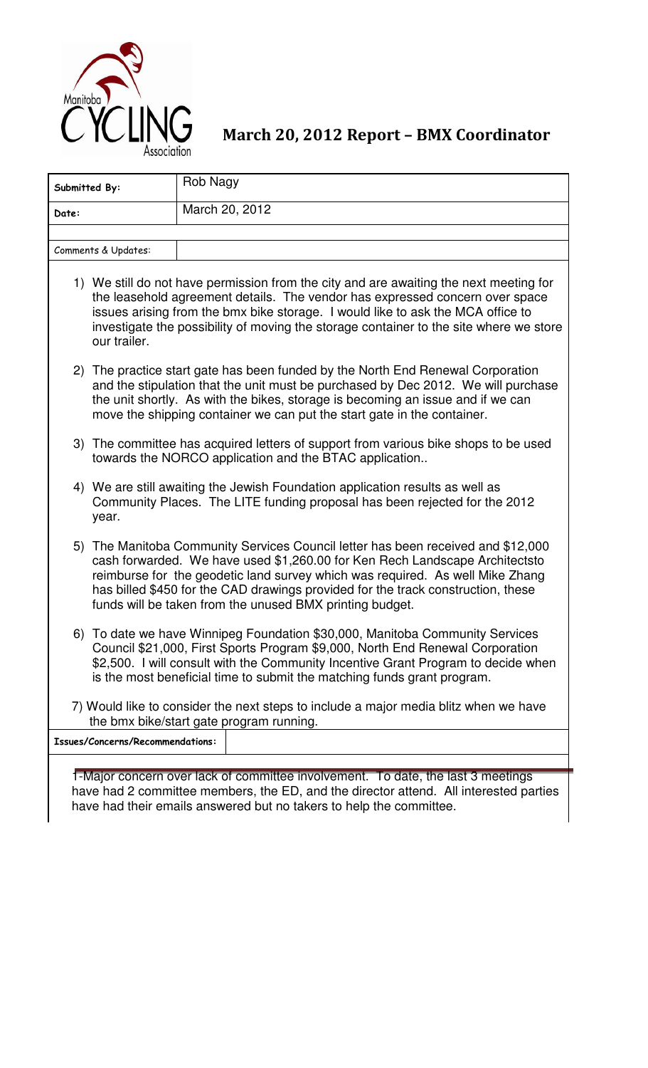# March 20, 2012 Report – BMX Coordinator

| Submitted By: | Rob Nagy |
|---|---|
| Date: | March 20, 2012 |

**Comments & Updates:**

1) We still do not have permission from the city and are awaiting the next meeting for the leasehold agreement details. The vendor has expressed concern over space issues arising from the bmx bike storage. I would like to ask the MCA office to investigate the possibility of moving the storage container to the site where we store our trailer.

2) The practice start gate has been funded by the North End Renewal Corporation and the stipulation that the unit must be purchased by Dec 2012. We will purchase the unit shortly. As with the bikes, storage is becoming an issue and if we can move the shipping container we can put the start gate in the container.

3) The committee has acquired letters of support from various bike shops to be used towards the NORCO application and the BTAC application..

4) We are still awaiting the Jewish Foundation application results as well as Community Places. The LITE funding proposal has been rejected for the 2012 year.

5) The Manitoba Community Services Council letter has been received and $12,000 cash forwarded. We have used $1,260.00 for Ken Rech Landscape Architectsto reimburse for the geodetic land survey which was required. As well Mike Zhang has billed $450 for the CAD drawings provided for the track construction, these funds will be taken from the unused BMX printing budget.

6) To date we have Winnipeg Foundation $30,000, Manitoba Community Services Council $21,000, First Sports Program $9,000, North End Renewal Corporation $2,500. I will consult with the Community Incentive Grant Program to decide when is the most beneficial time to submit the matching funds grant program.

7) Would like to consider the next steps to include a major media blitz when we have the bmx bike/start gate program running.

**Issues/Concerns/Recommendations:**

1-Major concern over lack of committee involvement. To date, the last 3 meetings have had 2 committee members, the ED, and the director attend. All interested parties have had their emails answered but no takers to help the committee.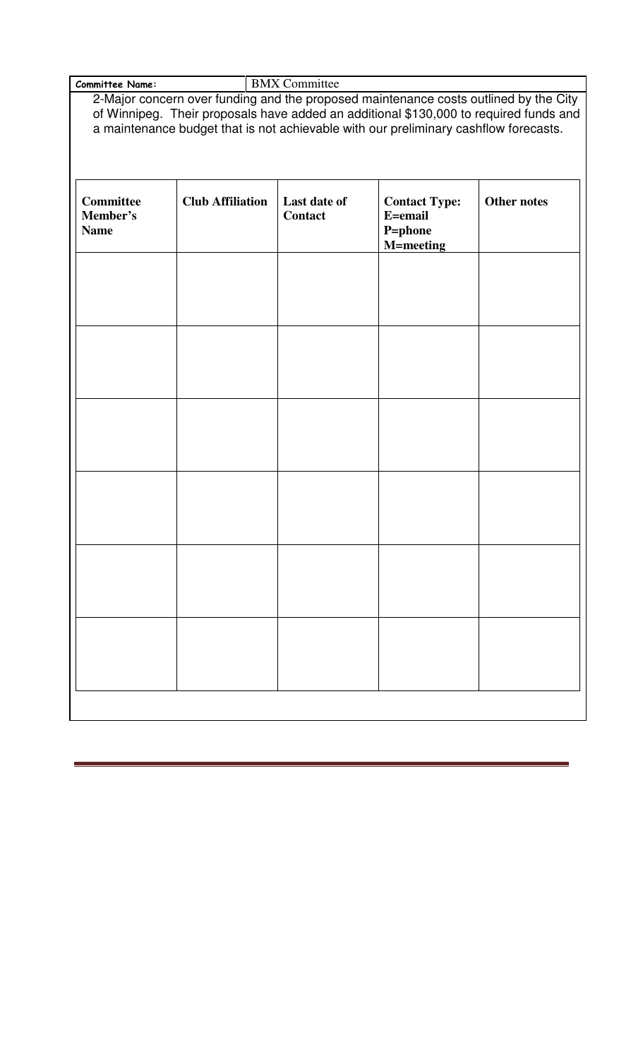| Committee Name: | BMX Committee |
|---|---|

2-Major concern over funding and the proposed maintenance costs outlined by the City of Winnipeg. Their proposals have added an additional $130,000 to required funds and a maintenance budget that is not achievable with our preliminary cashflow forecasts.

| Committee Member's Name | Club Affiliation | Last date of Contact | Contact Type: E=email P=phone M=meeting | Other notes |
|---|---|---|---|---|
| | | | | |
| | | | | |
| | | | | |
| | | | | |
| | | | | |
| | | | | |